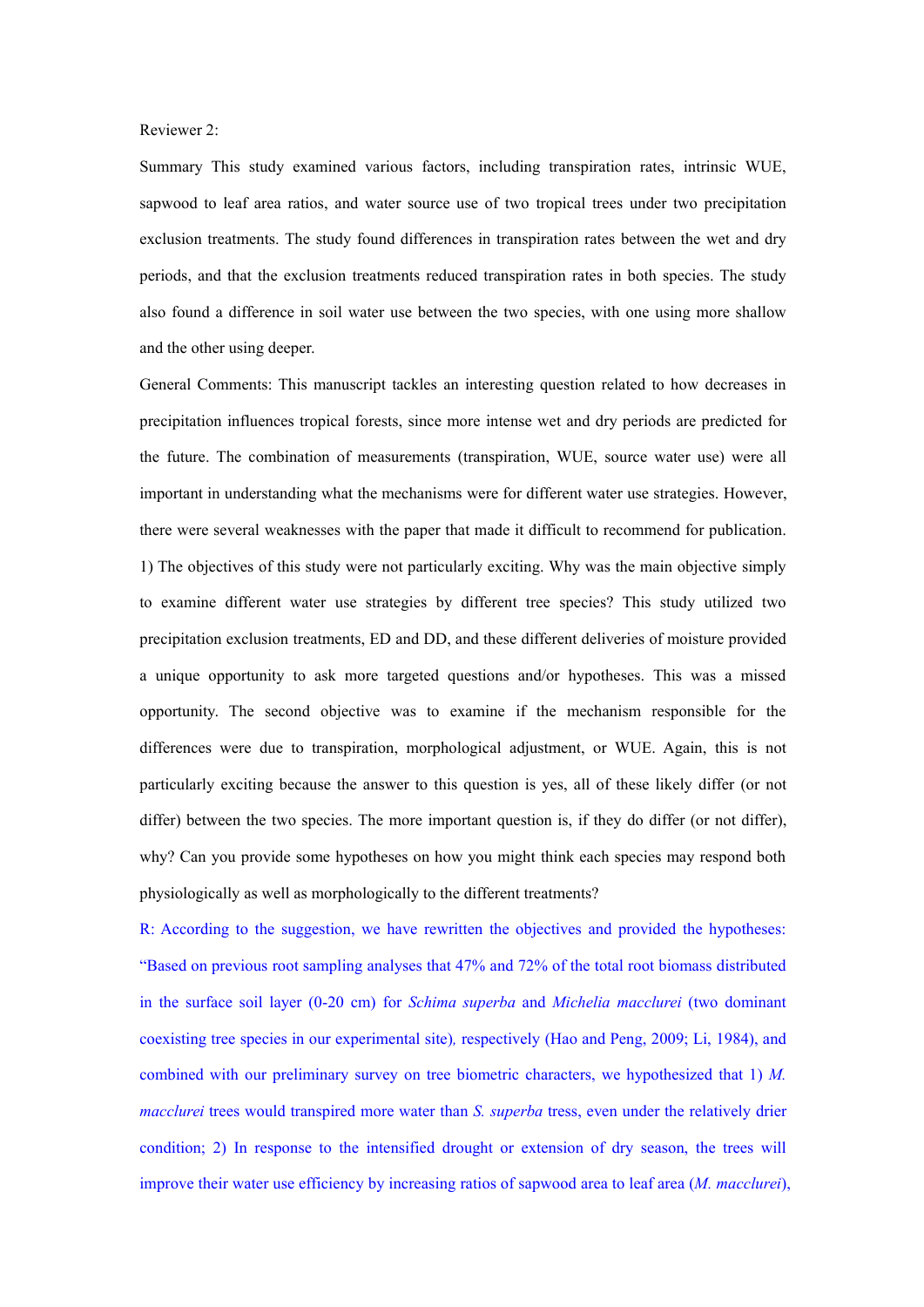Reviewer 2:

Summary This study examined various factors, including transpiration rates, intrinsic WUE, sapwood to leaf area ratios, and water source use of two tropical trees under two precipitation exclusion treatments. The study found differences in transpiration rates between the wet and dry periods, and that the exclusion treatments reduced transpiration rates in both species. The study also found a difference in soil water use between the two species, with one using more shallow and the other using deeper.

General Comments: This manuscript tackles an interesting question related to how decreases in precipitation influences tropical forests, since more intense wet and dry periods are predicted for the future. The combination of measurements (transpiration, WUE, source water use) were all important in understanding what the mechanisms were for different water use strategies. However, there were several weaknesses with the paper that made it difficult to recommend for publication.

1) The objectives of this study were not particularly exciting. Why was the main objective simply to examine different water use strategies by different tree species? This study utilized two precipitation exclusion treatments, ED and DD, and these different deliveries of moisture provided a unique opportunity to ask more targeted questions and/or hypotheses. This was a missed opportunity. The second objective was to examine if the mechanism responsible for the differences were due to transpiration, morphological adjustment, or WUE. Again, this is not particularly exciting because the answer to this question is yes, all of these likely differ (or not differ) between the two species. The more important question is, if they do differ (or not differ), why? Can you provide some hypotheses on how you might think each species may respond both physiologically as well as morphologically to the different treatments?

R: According to the suggestion, we have rewritten the objectives and provided the hypotheses: "Based on previous root sampling analyses that 47% and 72% of the total root biomass distributed in the surface soil layer (0-20 cm) for *Schima superba* and *Michelia macclurei* (two dominant coexisting tree species in our experimental site), respectively (Hao and Peng, 2009; Li, 1984), and combined with our preliminary survey on tree biometric characters, we hypothesized that 1) *M. macclurei* trees would transpired more water than *S. superba* tress, even under the relatively drier condition; 2) In response to the intensified drought or extension of dry season, the trees will improve their water use efficiency by increasing ratios of sapwood area to leaf area (*M. macclurei*),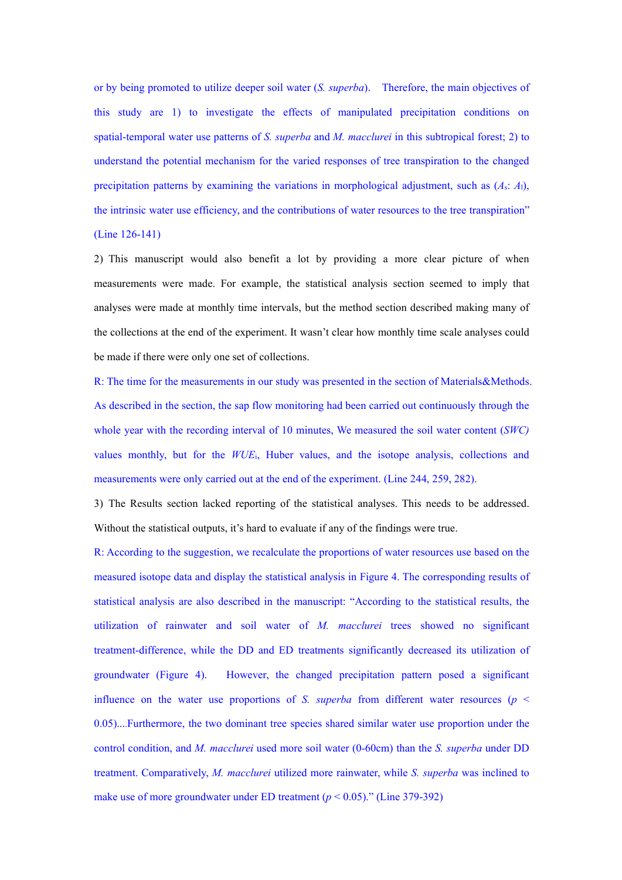or by being promoted to utilize deeper soil water (*S. superba*). Therefore, the main objectives of this study are 1) to investigate the effects of manipulated precipitation conditions on spatial-temporal water use patterns of *S. superba* and *M. macclurei* in this subtropical forest; 2) to understand the potential mechanism for the varied responses of tree transpiration to the changed precipitation patterns by examining the variations in morphological adjustment, such as ($A_s$: $A_l$), the intrinsic water use efficiency, and the contributions of water resources to the tree transpiration" (Line 126-141)

2) This manuscript would also benefit a lot by providing a more clear picture of when measurements were made. For example, the statistical analysis section seemed to imply that analyses were made at monthly time intervals, but the method section described making many of the collections at the end of the experiment. It wasn't clear how monthly time scale analyses could be made if there were only one set of collections.

R: The time for the measurements in our study was presented in the section of Materials&Methods. As described in the section, the sap flow monitoring had been carried out continuously through the whole year with the recording interval of 10 minutes, We measured the soil water content (*SWC)* values monthly, but for the $WUE_i$, Huber values, and the isotope analysis, collections and measurements were only carried out at the end of the experiment. (Line 244, 259, 282).

3) The Results section lacked reporting of the statistical analyses. This needs to be addressed. Without the statistical outputs, it's hard to evaluate if any of the findings were true.

R: According to the suggestion, we recalculate the proportions of water resources use based on the measured isotope data and display the statistical analysis in Figure 4. The corresponding results of statistical analysis are also described in the manuscript: "According to the statistical results, the utilization of rainwater and soil water of *M. macclurei* trees showed no significant treatment-difference, while the DD and ED treatments significantly decreased its utilization of groundwater (Figure 4). However, the changed precipitation pattern posed a significant influence on the water use proportions of *S. superba* from different water resources ($p$ < 0.05)....Furthermore, the two dominant tree species shared similar water use proportion under the control condition, and *M. macclurei* used more soil water (0-60cm) than the *S. superba* under DD treatment. Comparatively, *M. macclurei* utilized more rainwater, while *S. superba* was inclined to make use of more groundwater under ED treatment ($p$ < 0.05)." (Line 379-392)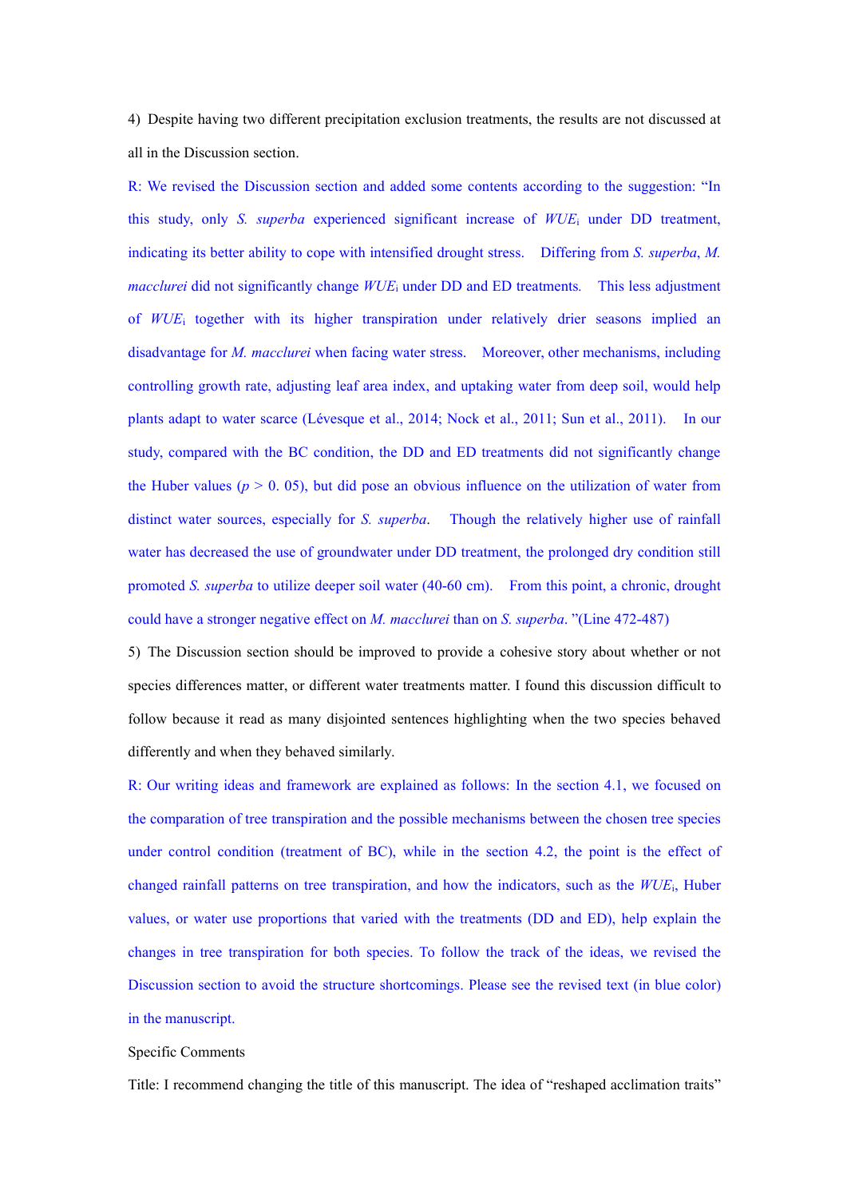4) Despite having two different precipitation exclusion treatments, the results are not discussed at all in the Discussion section.

R: We revised the Discussion section and added some contents according to the suggestion: "In this study, only *S. superba* experienced significant increase of $WUE_i$ under DD treatment, indicating its better ability to cope with intensified drought stress. Differing from *S. superba*, *M. macclurei* did not significantly change $WUE_i$ under DD and ED treatments. This less adjustment of $WUE_i$ together with its higher transpiration under relatively drier seasons implied an disadvantage for *M. macclurei* when facing water stress. Moreover, other mechanisms, including controlling growth rate, adjusting leaf area index, and uptaking water from deep soil, would help plants adapt to water scarce (Lévesque et al., 2014; Nock et al., 2011; Sun et al., 2011). In our study, compared with the BC condition, the DD and ED treatments did not significantly change the Huber values ($p > 0.05$), but did pose an obvious influence on the utilization of water from distinct water sources, especially for *S. superba*. Though the relatively higher use of rainfall water has decreased the use of groundwater under DD treatment, the prolonged dry condition still promoted *S. superba* to utilize deeper soil water (40-60 cm). From this point, a chronic, drought could have a stronger negative effect on *M. macclurei* than on *S. superba*. "(Line 472-487)

5) The Discussion section should be improved to provide a cohesive story about whether or not species differences matter, or different water treatments matter. I found this discussion difficult to follow because it read as many disjointed sentences highlighting when the two species behaved differently and when they behaved similarly.

R: Our writing ideas and framework are explained as follows: In the section 4.1, we focused on the comparation of tree transpiration and the possible mechanisms between the chosen tree species under control condition (treatment of BC), while in the section 4.2, the point is the effect of changed rainfall patterns on tree transpiration, and how the indicators, such as the $WUE_i$, Huber values, or water use proportions that varied with the treatments (DD and ED), help explain the changes in tree transpiration for both species. To follow the track of the ideas, we revised the Discussion section to avoid the structure shortcomings. Please see the revised text (in blue color) in the manuscript.

Specific Comments

Title: I recommend changing the title of this manuscript. The idea of "reshaped acclimation traits"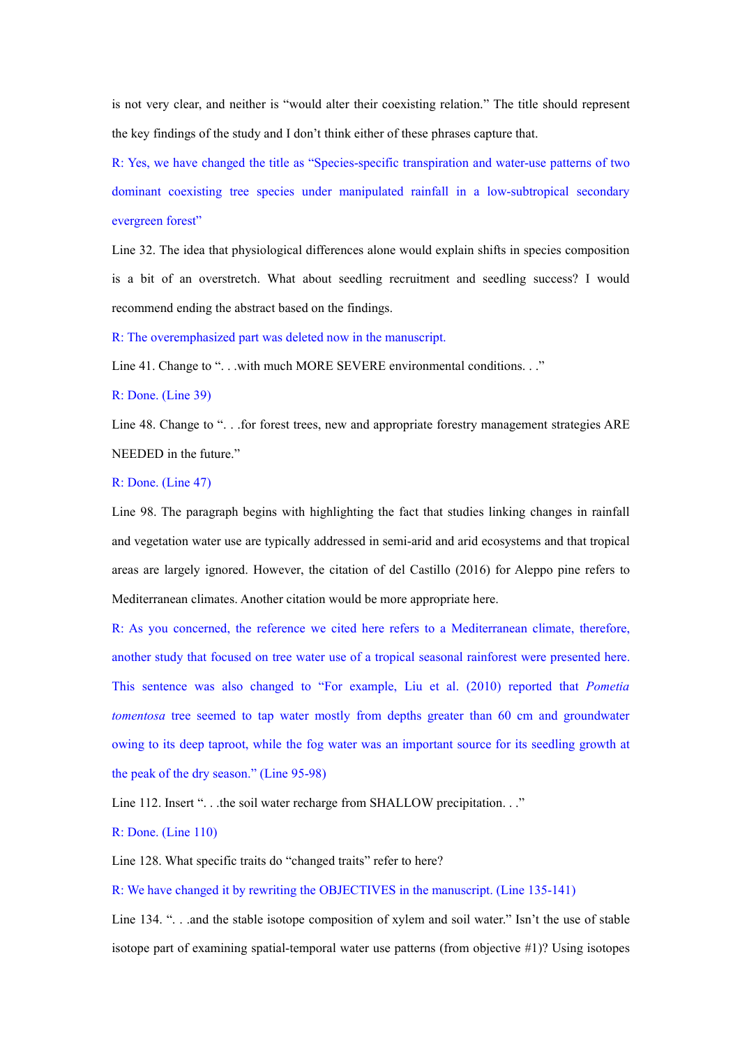is not very clear, and neither is "would alter their coexisting relation." The title should represent the key findings of the study and I don't think either of these phrases capture that.

R: Yes, we have changed the title as "Species-specific transpiration and water-use patterns of two dominant coexisting tree species under manipulated rainfall in a low-subtropical secondary evergreen forest"

Line 32. The idea that physiological differences alone would explain shifts in species composition is a bit of an overstretch. What about seedling recruitment and seedling success? I would recommend ending the abstract based on the findings.

R: The overemphasized part was deleted now in the manuscript.

Line 41. Change to ". . .with much MORE SEVERE environmental conditions. . ."

R: Done. (Line 39)

Line 48. Change to ". . .for forest trees, new and appropriate forestry management strategies ARE NEEDED in the future."

R: Done. (Line 47)

Line 98. The paragraph begins with highlighting the fact that studies linking changes in rainfall and vegetation water use are typically addressed in semi-arid and arid ecosystems and that tropical areas are largely ignored. However, the citation of del Castillo (2016) for Aleppo pine refers to Mediterranean climates. Another citation would be more appropriate here.

R: As you concerned, the reference we cited here refers to a Mediterranean climate, therefore, another study that focused on tree water use of a tropical seasonal rainforest were presented here. This sentence was also changed to "For example, Liu et al. (2010) reported that *Pometia tomentosa* tree seemed to tap water mostly from depths greater than 60 cm and groundwater owing to its deep taproot, while the fog water was an important source for its seedling growth at the peak of the dry season." (Line 95-98)

Line 112. Insert ". . .the soil water recharge from SHALLOW precipitation. . ."

R: Done. (Line 110)

Line 128. What specific traits do "changed traits" refer to here?

R: We have changed it by rewriting the OBJECTIVES in the manuscript. (Line 135-141)

Line 134. ". . .and the stable isotope composition of xylem and soil water." Isn't the use of stable isotope part of examining spatial-temporal water use patterns (from objective #1)? Using isotopes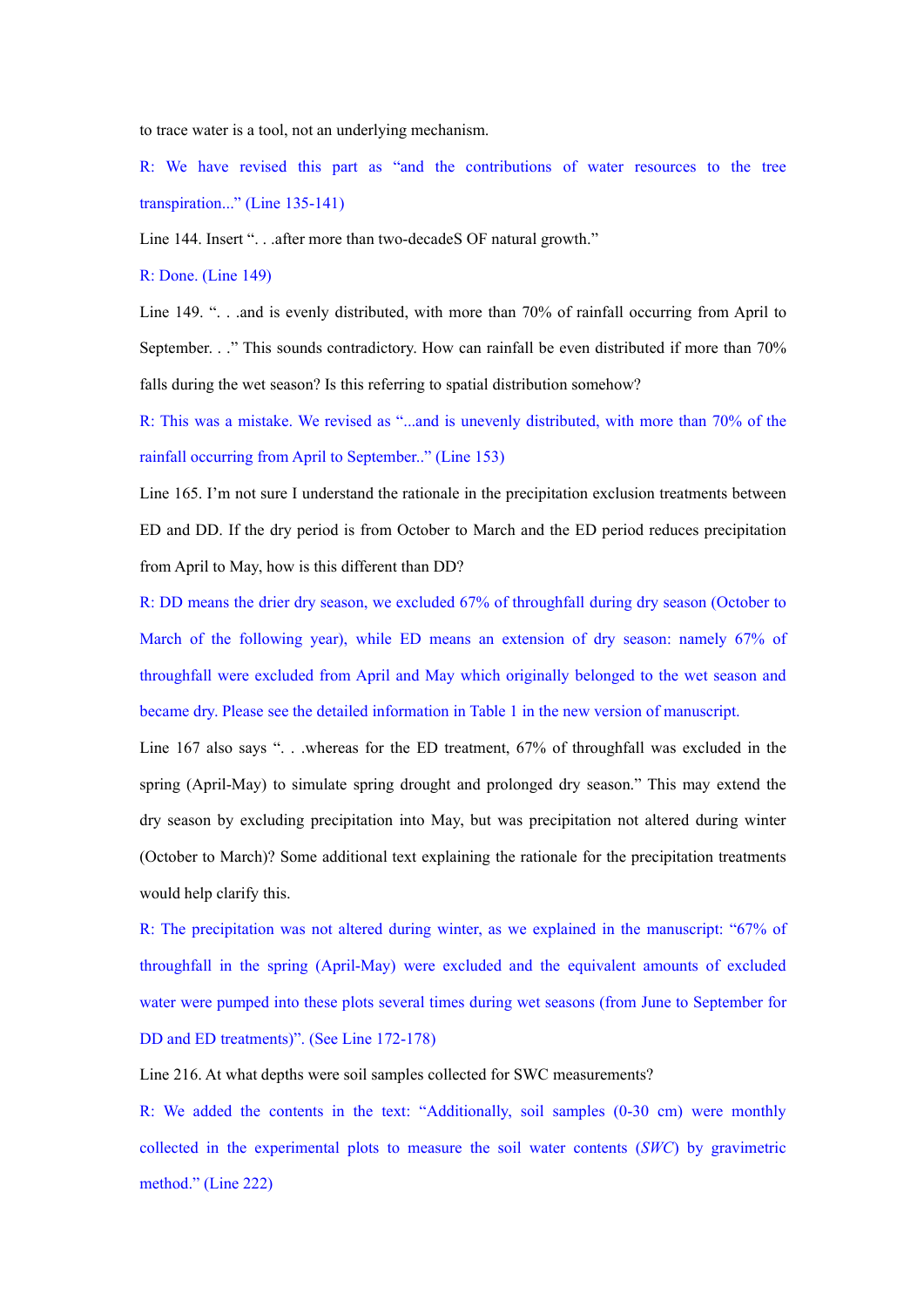to trace water is a tool, not an underlying mechanism.

R: We have revised this part as "and the contributions of water resources to the tree transpiration..." (Line 135-141)

Line 144. Insert ". . .after more than two-decadeS OF natural growth."

R: Done. (Line 149)

Line 149. ". . .and is evenly distributed, with more than 70% of rainfall occurring from April to September. . ." This sounds contradictory. How can rainfall be even distributed if more than 70% falls during the wet season? Is this referring to spatial distribution somehow?

R: This was a mistake. We revised as "...and is unevenly distributed, with more than 70% of the rainfall occurring from April to September.." (Line 153)

Line 165. I'm not sure I understand the rationale in the precipitation exclusion treatments between ED and DD. If the dry period is from October to March and the ED period reduces precipitation from April to May, how is this different than DD?

R: DD means the drier dry season, we excluded 67% of throughfall during dry season (October to March of the following year), while ED means an extension of dry season: namely 67% of throughfall were excluded from April and May which originally belonged to the wet season and became dry. Please see the detailed information in Table 1 in the new version of manuscript.

Line 167 also says ". . .whereas for the ED treatment, 67% of throughfall was excluded in the spring (April-May) to simulate spring drought and prolonged dry season." This may extend the dry season by excluding precipitation into May, but was precipitation not altered during winter (October to March)? Some additional text explaining the rationale for the precipitation treatments would help clarify this.

R: The precipitation was not altered during winter, as we explained in the manuscript: "67% of throughfall in the spring (April-May) were excluded and the equivalent amounts of excluded water were pumped into these plots several times during wet seasons (from June to September for DD and ED treatments)". (See Line 172-178)

Line 216. At what depths were soil samples collected for SWC measurements?

R: We added the contents in the text: "Additionally, soil samples (0-30 cm) were monthly collected in the experimental plots to measure the soil water contents (*SWC*) by gravimetric method." (Line 222)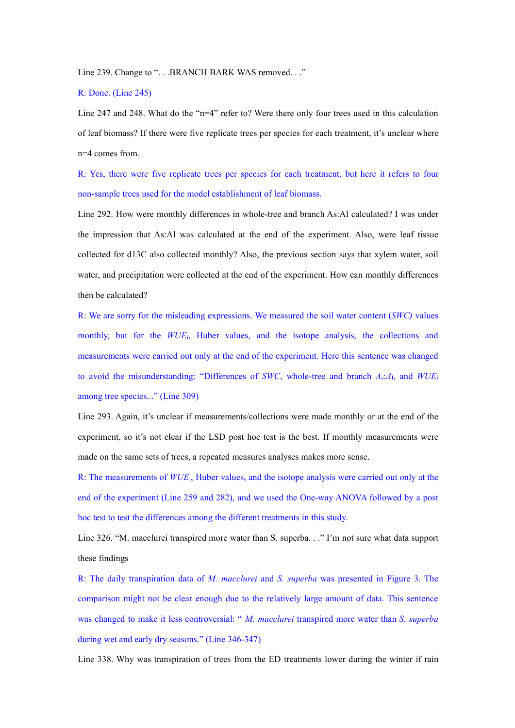Line 239. Change to "...BRANCH BARK WAS removed..."

R: Done. (Line 245)

Line 247 and 248. What do the "n=4" refer to? Were there only four trees used in this calculation of leaf biomass? If there were five replicate trees per species for each treatment, it's unclear where n=4 comes from.

R: Yes, there were five replicate trees per species for each treatment, but here it refers to four non-sample trees used for the model establishment of leaf biomass.

Line 292. How were monthly differences in whole-tree and branch As:Al calculated? I was under the impression that As:Al was calculated at the end of the experiment. Also, were leaf tissue collected for d13C also collected monthly? Also, the previous section says that xylem water, soil water, and precipitation were collected at the end of the experiment. How can monthly differences then be calculated?

R: We are sorry for the misleading expressions. We measured the soil water content (*SWC)* values monthly, but for the $WUE_i$, Huber values, and the isotope analysis, the collections and measurements were carried out only at the end of the experiment. Here this sentence was changed to avoid the misunderstanding: "Differences of *SWC*, whole-tree and branch $A_s$:$A_l$, and $WUE_i$ among tree species..." (Line 309)

Line 293. Again, it's unclear if measurements/collections were made monthly or at the end of the experiment, so it's not clear if the LSD post hoc test is the best. If monthly measurements were made on the same sets of trees, a repeated measures analyses makes more sense.

R: The measurements of $WUE_i$, Huber values, and the isotope analysis were carried out only at the end of the experiment (Line 259 and 282), and we used the One-way ANOVA followed by a post hoc test to test the differences among the different treatments in this study.

Line 326. "M. macclurei transpired more water than S. superba..." I'm not sure what data support these findings

R: The daily transpiration data of *M. macclurei* and *S. superba* was presented in Figure 3. The comparison might not be clear enough due to the relatively large amount of data. This sentence was changed to make it less controversial: " *M. macclurei* transpired more water than *S. superba* during wet and early dry seasons." (Line 346-347)

Line 338. Why was transpiration of trees from the ED treatments lower during the winter if rain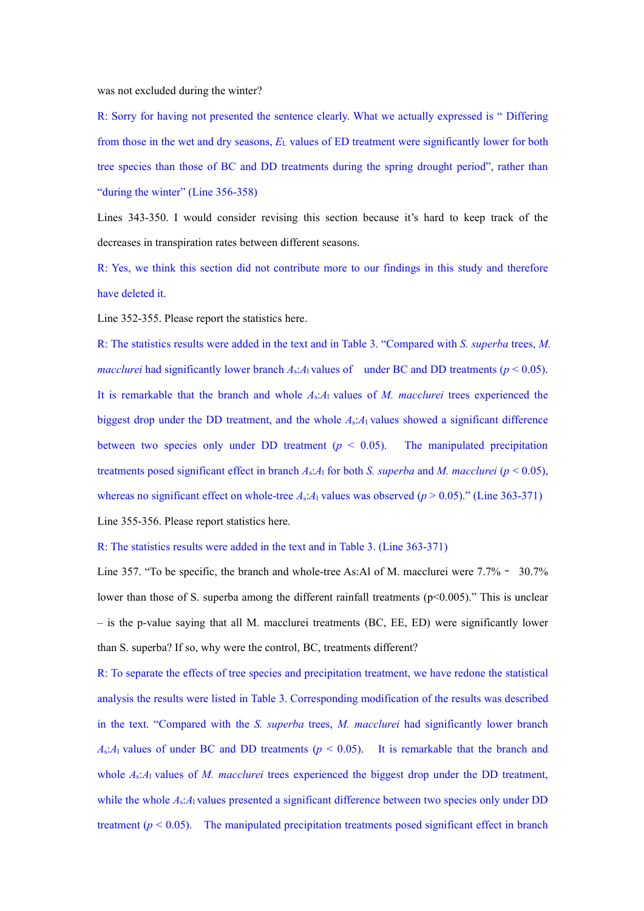was not excluded during the winter?

R: Sorry for having not presented the sentence clearly. What we actually expressed is " Differing from those in the wet and dry seasons, $E_L$ values of ED treatment were significantly lower for both tree species than those of BC and DD treatments during the spring drought period", rather than "during the winter" (Line 356-358)

Lines 343-350. I would consider revising this section because it's hard to keep track of the decreases in transpiration rates between different seasons.

R: Yes, we think this section did not contribute more to our findings in this study and therefore have deleted it.

Line 352-355. Please report the statistics here.

R: The statistics results were added in the text and in Table 3. "Compared with *S. superba* trees, *M. macclurei* had significantly lower branch $A_s$:$A_l$ values of under BC and DD treatments ($p < 0.05$). It is remarkable that the branch and whole $A_s$:$A_l$ values of *M. macclurei* trees experienced the biggest drop under the DD treatment, and the whole $A_s$:$A_l$ values showed a significant difference between two species only under DD treatment ($p < 0.05$). The manipulated precipitation treatments posed significant effect in branch $A_s$:$A_l$ for both *S. superba* and *M. macclurei* ($p < 0.05$), whereas no significant effect on whole-tree $A_s$:$A_l$ values was observed ($p > 0.05$)." (Line 363-371)

Line 355-356. Please report statistics here.

R: The statistics results were added in the text and in Table 3. (Line 363-371)

Line 357. "To be specific, the branch and whole-tree As:Al of M. macclurei were 7.7% ~ 30.7% lower than those of S. superba among the different rainfall treatments (p<0.005)." This is unclear – is the p-value saying that all M. macclurei treatments (BC, EE, ED) were significantly lower than S. superba? If so, why were the control, BC, treatments different?

R: To separate the effects of tree species and precipitation treatment, we have redone the statistical analysis the results were listed in Table 3. Corresponding modification of the results was described in the text. "Compared with the *S. superba* trees, *M. macclurei* had significantly lower branch $A_s$:$A_l$ values of under BC and DD treatments ($p < 0.05$). It is remarkable that the branch and whole $A_s$:$A_l$ values of *M. macclurei* trees experienced the biggest drop under the DD treatment, while the whole $A_s$:$A_l$ values presented a significant difference between two species only under DD treatment ($p < 0.05$). The manipulated precipitation treatments posed significant effect in branch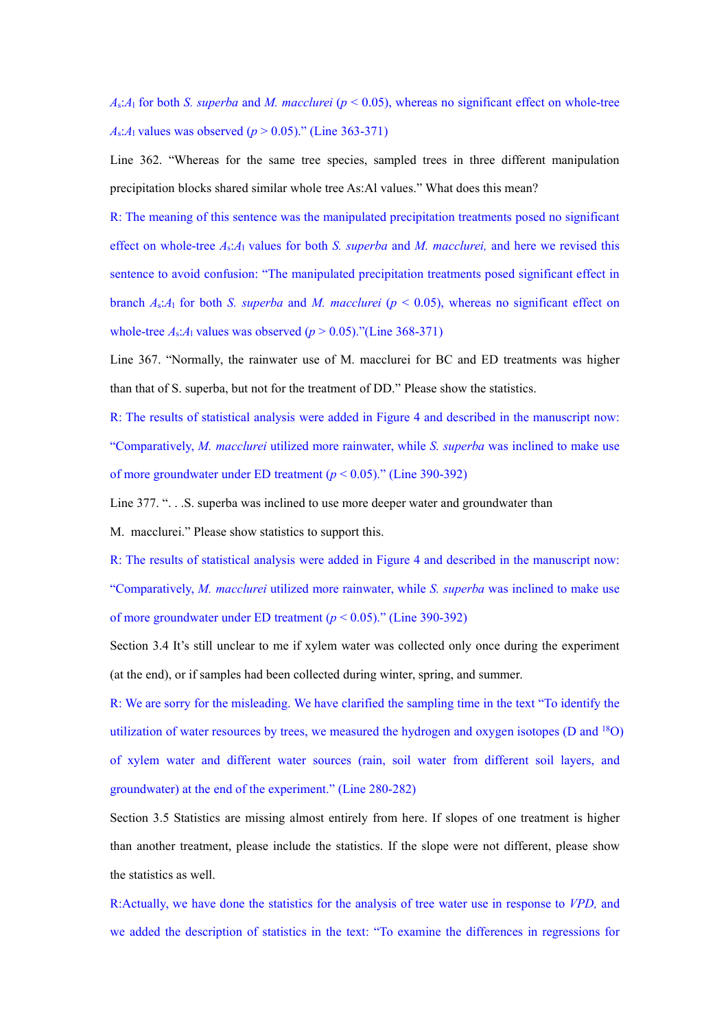$A_s$:$A_l$ for both *S. superba* and *M. macclurei* ($p < 0.05$), whereas no significant effect on whole-tree $A_s$:$A_l$ values was observed ($p > 0.05$)." (Line 363-371)

Line 362. "Whereas for the same tree species, sampled trees in three different manipulation precipitation blocks shared similar whole tree As:Al values." What does this mean?

R: The meaning of this sentence was the manipulated precipitation treatments posed no significant effect on whole-tree $A_s$:$A_l$ values for both *S. superba* and *M. macclurei,* and here we revised this sentence to avoid confusion: "The manipulated precipitation treatments posed significant effect in branch $A_s$:$A_l$ for both *S. superba* and *M. macclurei* ($p < 0.05$), whereas no significant effect on whole-tree $A_s$:$A_l$ values was observed ($p > 0.05$)."(Line 368-371)

Line 367. "Normally, the rainwater use of M. macclurei for BC and ED treatments was higher than that of S. superba, but not for the treatment of DD." Please show the statistics.

R: The results of statistical analysis were added in Figure 4 and described in the manuscript now: "Comparatively, *M. macclurei* utilized more rainwater, while *S. superba* was inclined to make use of more groundwater under ED treatment ($p < 0.05$)." (Line 390-392)

Line 377. ". . .S. superba was inclined to use more deeper water and groundwater than M. macclurei." Please show statistics to support this.

R: The results of statistical analysis were added in Figure 4 and described in the manuscript now: "Comparatively, *M. macclurei* utilized more rainwater, while *S. superba* was inclined to make use of more groundwater under ED treatment ($p < 0.05$)." (Line 390-392)

Section 3.4 It's still unclear to me if xylem water was collected only once during the experiment (at the end), or if samples had been collected during winter, spring, and summer.

R: We are sorry for the misleading. We have clarified the sampling time in the text "To identify the utilization of water resources by trees, we measured the hydrogen and oxygen isotopes (D and $^{18}O$) of xylem water and different water sources (rain, soil water from different soil layers, and groundwater) at the end of the experiment." (Line 280-282)

Section 3.5 Statistics are missing almost entirely from here. If slopes of one treatment is higher than another treatment, please include the statistics. If the slope were not different, please show the statistics as well.

R:Actually, we have done the statistics for the analysis of tree water use in response to *VPD,* and we added the description of statistics in the text: "To examine the differences in regressions for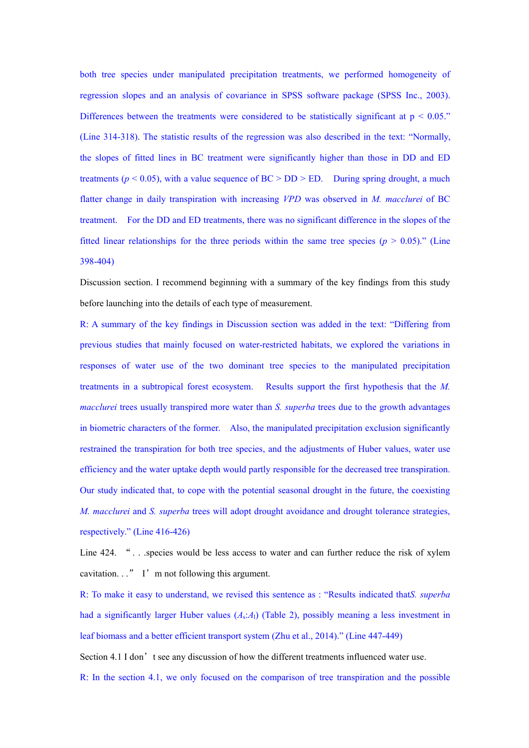both tree species under manipulated precipitation treatments, we performed homogeneity of regression slopes and an analysis of covariance in SPSS software package (SPSS Inc., 2003). Differences between the treatments were considered to be statistically significant at $p < 0.05$." (Line 314-318). The statistic results of the regression was also described in the text: "Normally, the slopes of fitted lines in BC treatment were significantly higher than those in DD and ED treatments ($p < 0.05$), with a value sequence of BC > DD > ED. During spring drought, a much flatter change in daily transpiration with increasing *VPD* was observed in *M. macclurei* of BC treatment. For the DD and ED treatments, there was no significant difference in the slopes of the fitted linear relationships for the three periods within the same tree species ($p > 0.05$)." (Line 398-404)

Discussion section. I recommend beginning with a summary of the key findings from this study before launching into the details of each type of measurement.

R: A summary of the key findings in Discussion section was added in the text: "Differing from previous studies that mainly focused on water-restricted habitats, we explored the variations in responses of water use of the two dominant tree species to the manipulated precipitation treatments in a subtropical forest ecosystem. Results support the first hypothesis that the *M. macclurei* trees usually transpired more water than *S. superba* trees due to the growth advantages in biometric characters of the former. Also, the manipulated precipitation exclusion significantly restrained the transpiration for both tree species, and the adjustments of Huber values, water use efficiency and the water uptake depth would partly responsible for the decreased tree transpiration. Our study indicated that, to cope with the potential seasonal drought in the future, the coexisting *M. macclurei* and *S. superba* trees will adopt drought avoidance and drought tolerance strategies, respectively." (Line 416-426)

Line 424. "...species would be less access to water and can further reduce the risk of xylem cavitation..." I'm not following this argument.

R: To make it easy to understand, we revised this sentence as : "Results indicated that *S. superba* had a significantly larger Huber values ($A_s$:$A_l$) (Table 2), possibly meaning a less investment in leaf biomass and a better efficient transport system (Zhu et al., 2014)." (Line 447-449)

Section 4.1 I don't see any discussion of how the different treatments influenced water use.

R: In the section 4.1, we only focused on the comparison of tree transpiration and the possible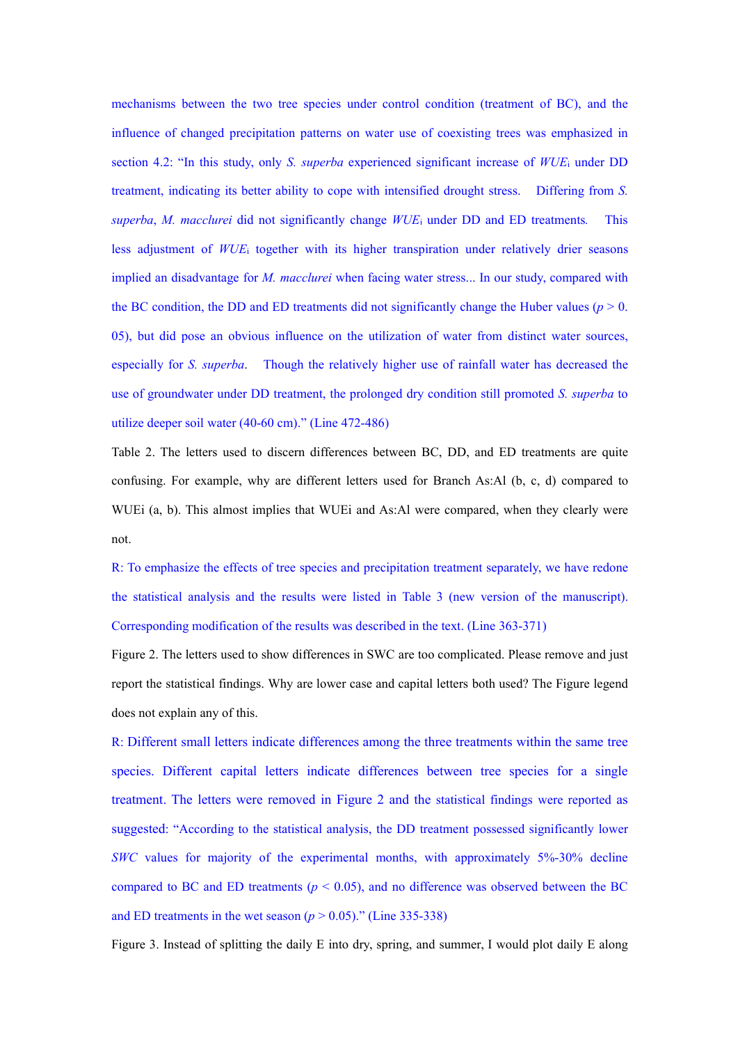mechanisms between the two tree species under control condition (treatment of BC), and the influence of changed precipitation patterns on water use of coexisting trees was emphasized in section 4.2: "In this study, only *S. superba* experienced significant increase of $WUE_i$ under DD treatment, indicating its better ability to cope with intensified drought stress. Differing from *S. superba*, *M. macclurei* did not significantly change $WUE_i$ under DD and ED treatments. This less adjustment of $WUE_i$ together with its higher transpiration under relatively drier seasons implied an disadvantage for *M. macclurei* when facing water stress... In our study, compared with the BC condition, the DD and ED treatments did not significantly change the Huber values ($p > 0.05$), but did pose an obvious influence on the utilization of water from distinct water sources, especially for *S. superba*. Though the relatively higher use of rainfall water has decreased the use of groundwater under DD treatment, the prolonged dry condition still promoted *S. superba* to utilize deeper soil water (40-60 cm)." (Line 472-486)

Table 2. The letters used to discern differences between BC, DD, and ED treatments are quite confusing. For example, why are different letters used for Branch As:Al (b, c, d) compared to WUEi (a, b). This almost implies that WUEi and As:Al were compared, when they clearly were not.

R: To emphasize the effects of tree species and precipitation treatment separately, we have redone the statistical analysis and the results were listed in Table 3 (new version of the manuscript). Corresponding modification of the results was described in the text. (Line 363-371)

Figure 2. The letters used to show differences in SWC are too complicated. Please remove and just report the statistical findings. Why are lower case and capital letters both used? The Figure legend does not explain any of this.

R: Different small letters indicate differences among the three treatments within the same tree species. Different capital letters indicate differences between tree species for a single treatment. The letters were removed in Figure 2 and the statistical findings were reported as suggested: "According to the statistical analysis, the DD treatment possessed significantly lower *SWC* values for majority of the experimental months, with approximately 5%-30% decline compared to BC and ED treatments ($p < 0.05$), and no difference was observed between the BC and ED treatments in the wet season ($p > 0.05$)." (Line 335-338)

Figure 3. Instead of splitting the daily E into dry, spring, and summer, I would plot daily E along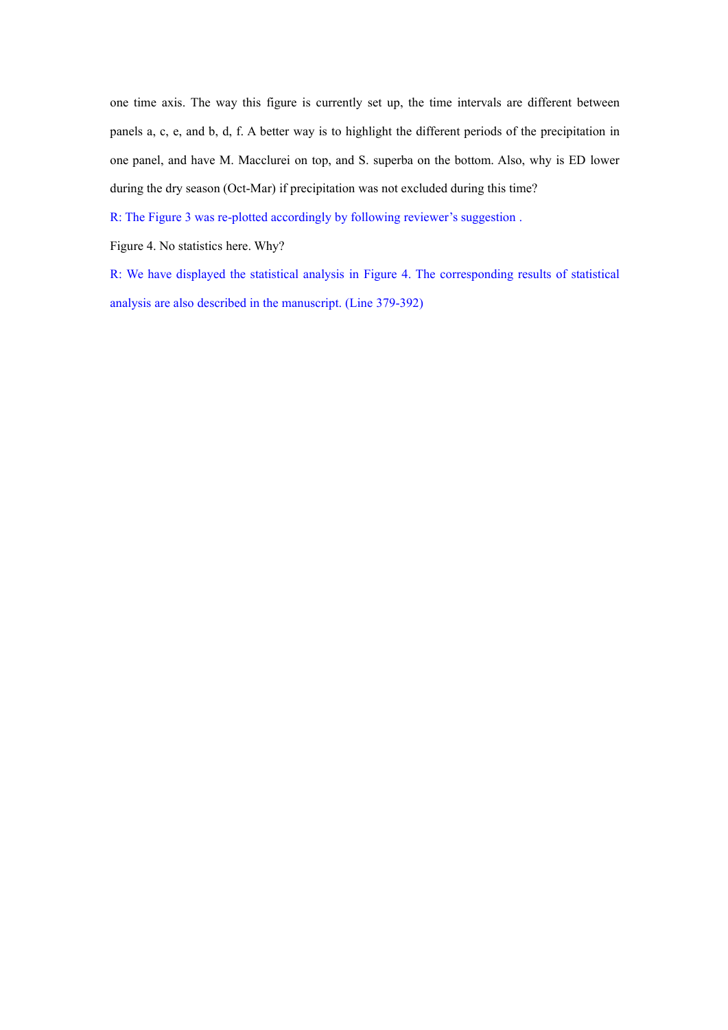one time axis. The way this figure is currently set up, the time intervals are different between panels a, c, e, and b, d, f. A better way is to highlight the different periods of the precipitation in one panel, and have M. Macclurei on top, and S. superba on the bottom. Also, why is ED lower during the dry season (Oct-Mar) if precipitation was not excluded during this time?

R: The Figure 3 was re-plotted accordingly by following reviewer's suggestion .

Figure 4. No statistics here. Why?

R: We have displayed the statistical analysis in Figure 4. The corresponding results of statistical analysis are also described in the manuscript. (Line 379-392)